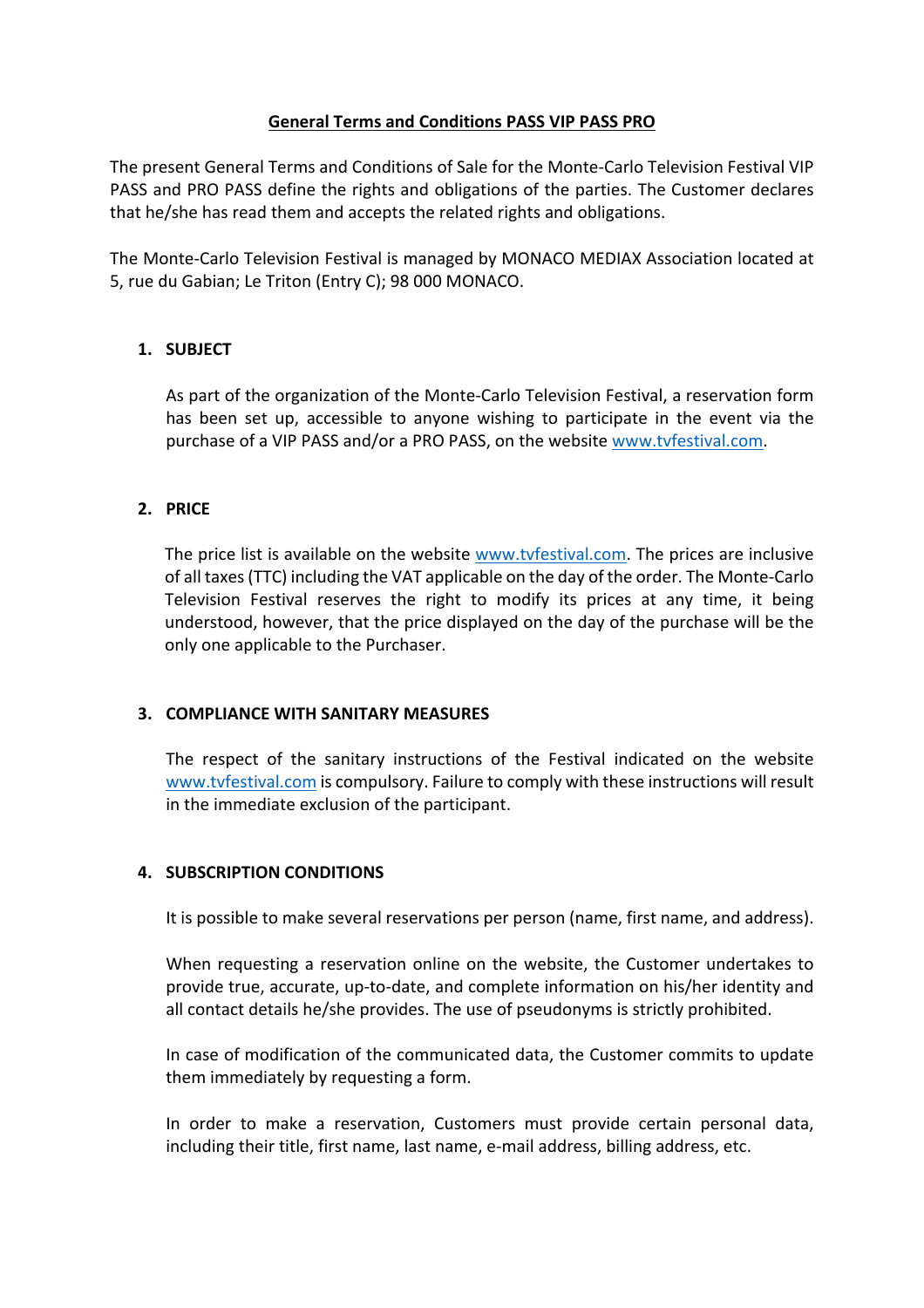# General Terms and Conditions PASS VIP PASS PRO

The present General Terms and Conditions of Sale for the Monte-Carlo Television Festival VIP PASS and PRO PASS define the rights and obligations of the parties. The Customer declares that he/she has read them and accepts the related rights and obligations.

The Monte-Carlo Television Festival is managed by MONACO MEDIAX Association located at 5, rue du Gabian; Le Triton (Entry C); 98 000 MONACO.

## 1. SUBJECT

As part of the organization of the Monte-Carlo Television Festival, a reservation form has been set up, accessible to anyone wishing to participate in the event via the purchase of a VIP PASS and/or a PRO PASS, on the website www.tvfestival.com.

## 2. PRICE

The price list is available on the website www.tvfestival.com. The prices are inclusive of all taxes (TTC) including the VAT applicable on the day of the order. The Monte-Carlo Television Festival reserves the right to modify its prices at any time, it being understood, however, that the price displayed on the day of the purchase will be the only one applicable to the Purchaser.

## 3. COMPLIANCE WITH SANITARY MEASURES

The respect of the sanitary instructions of the Festival indicated on the website www.tvfestival.com is compulsory. Failure to comply with these instructions will result in the immediate exclusion of the participant.

## 4. SUBSCRIPTION CONDITIONS

It is possible to make several reservations per person (name, first name, and address).

When requesting a reservation online on the website, the Customer undertakes to provide true, accurate, up-to-date, and complete information on his/her identity and all contact details he/she provides. The use of pseudonyms is strictly prohibited.

In case of modification of the communicated data, the Customer commits to update them immediately by requesting a form.

In order to make a reservation, Customers must provide certain personal data, including their title, first name, last name, e-mail address, billing address, etc.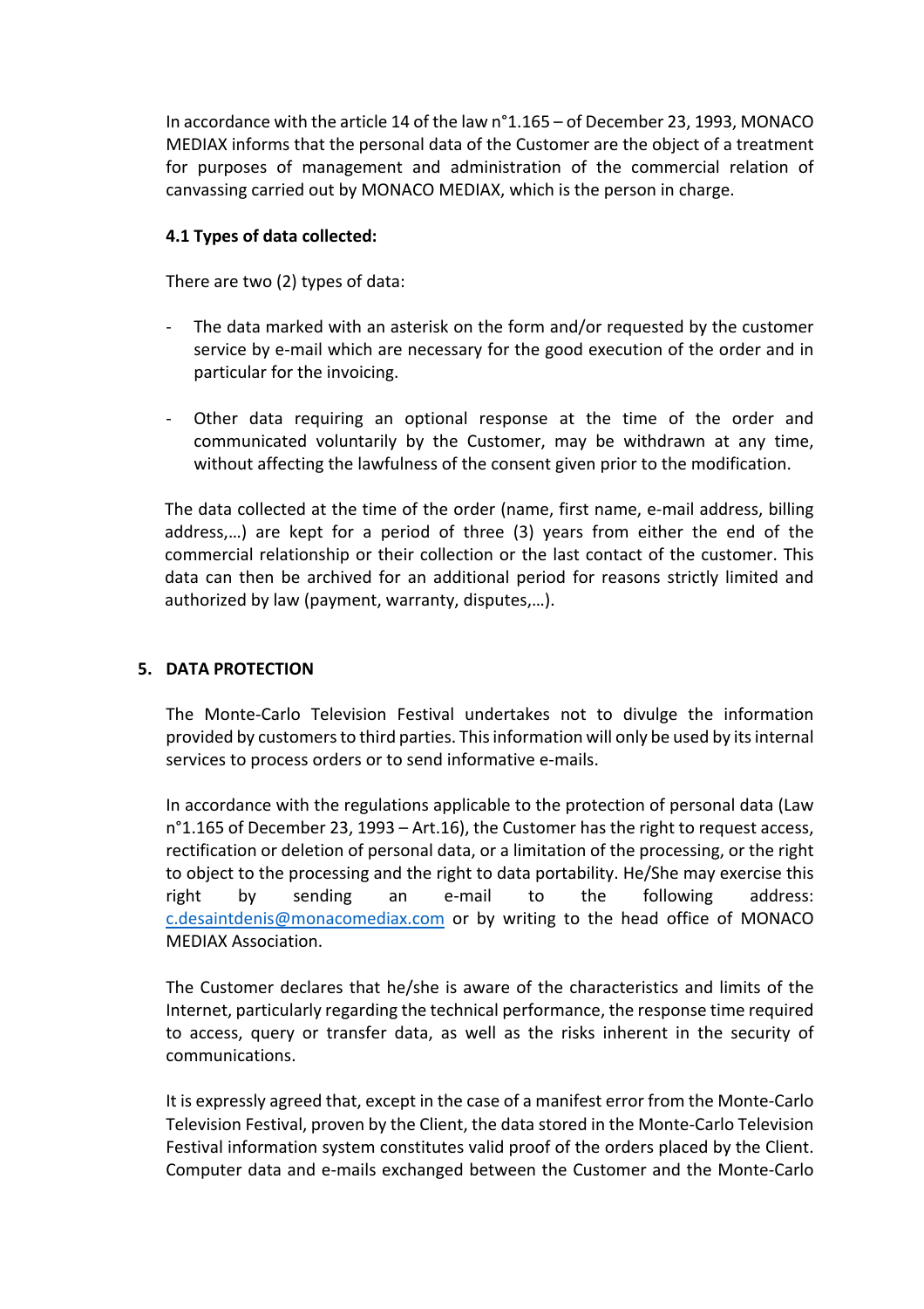In accordance with the article 14 of the law n°1.165 – of December 23, 1993, MONACO MEDIAX informs that the personal data of the Customer are the object of a treatment for purposes of management and administration of the commercial relation of canvassing carried out by MONACO MEDIAX, which is the person in charge.

**4.1 Types of data collected:**

There are two (2) types of data:

- The data marked with an asterisk on the form and/or requested by the customer service by e-mail which are necessary for the good execution of the order and in particular for the invoicing.

- Other data requiring an optional response at the time of the order and communicated voluntarily by the Customer, may be withdrawn at any time, without affecting the lawfulness of the consent given prior to the modification.

The data collected at the time of the order (name, first name, e-mail address, billing address,…) are kept for a period of three (3) years from either the end of the commercial relationship or their collection or the last contact of the customer. This data can then be archived for an additional period for reasons strictly limited and authorized by law (payment, warranty, disputes,…).

## 5. DATA PROTECTION

The Monte-Carlo Television Festival undertakes not to divulge the information provided by customers to third parties. This information will only be used by its internal services to process orders or to send informative e-mails.

In accordance with the regulations applicable to the protection of personal data (Law n°1.165 of December 23, 1993 – Art.16), the Customer has the right to request access, rectification or deletion of personal data, or a limitation of the processing, or the right to object to the processing and the right to data portability. He/She may exercise this right by sending an e-mail to the following address: c.desaintdenis@monacomediax.com or by writing to the head office of MONACO MEDIAX Association.

The Customer declares that he/she is aware of the characteristics and limits of the Internet, particularly regarding the technical performance, the response time required to access, query or transfer data, as well as the risks inherent in the security of communications.

It is expressly agreed that, except in the case of a manifest error from the Monte-Carlo Television Festival, proven by the Client, the data stored in the Monte-Carlo Television Festival information system constitutes valid proof of the orders placed by the Client. Computer data and e-mails exchanged between the Customer and the Monte-Carlo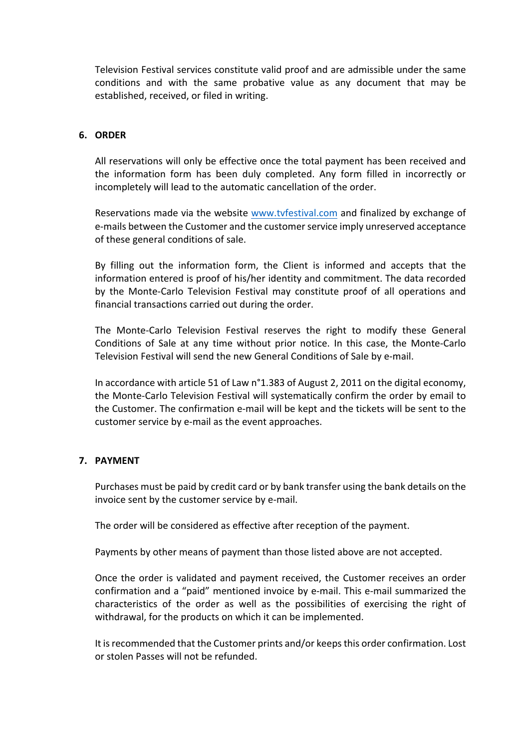Television Festival services constitute valid proof and are admissible under the same conditions and with the same probative value as any document that may be established, received, or filed in writing.

## 6. ORDER

All reservations will only be effective once the total payment has been received and the information form has been duly completed. Any form filled in incorrectly or incompletely will lead to the automatic cancellation of the order.

Reservations made via the website www.tvfestival.com and finalized by exchange of e-mails between the Customer and the customer service imply unreserved acceptance of these general conditions of sale.

By filling out the information form, the Client is informed and accepts that the information entered is proof of his/her identity and commitment. The data recorded by the Monte-Carlo Television Festival may constitute proof of all operations and financial transactions carried out during the order.

The Monte-Carlo Television Festival reserves the right to modify these General Conditions of Sale at any time without prior notice. In this case, the Monte-Carlo Television Festival will send the new General Conditions of Sale by e-mail.

In accordance with article 51 of Law n°1.383 of August 2, 2011 on the digital economy, the Monte-Carlo Television Festival will systematically confirm the order by email to the Customer. The confirmation e-mail will be kept and the tickets will be sent to the customer service by e-mail as the event approaches.

## 7. PAYMENT

Purchases must be paid by credit card or by bank transfer using the bank details on the invoice sent by the customer service by e-mail.

The order will be considered as effective after reception of the payment.

Payments by other means of payment than those listed above are not accepted.

Once the order is validated and payment received, the Customer receives an order confirmation and a "paid" mentioned invoice by e-mail. This e-mail summarized the characteristics of the order as well as the possibilities of exercising the right of withdrawal, for the products on which it can be implemented.

It is recommended that the Customer prints and/or keeps this order confirmation. Lost or stolen Passes will not be refunded.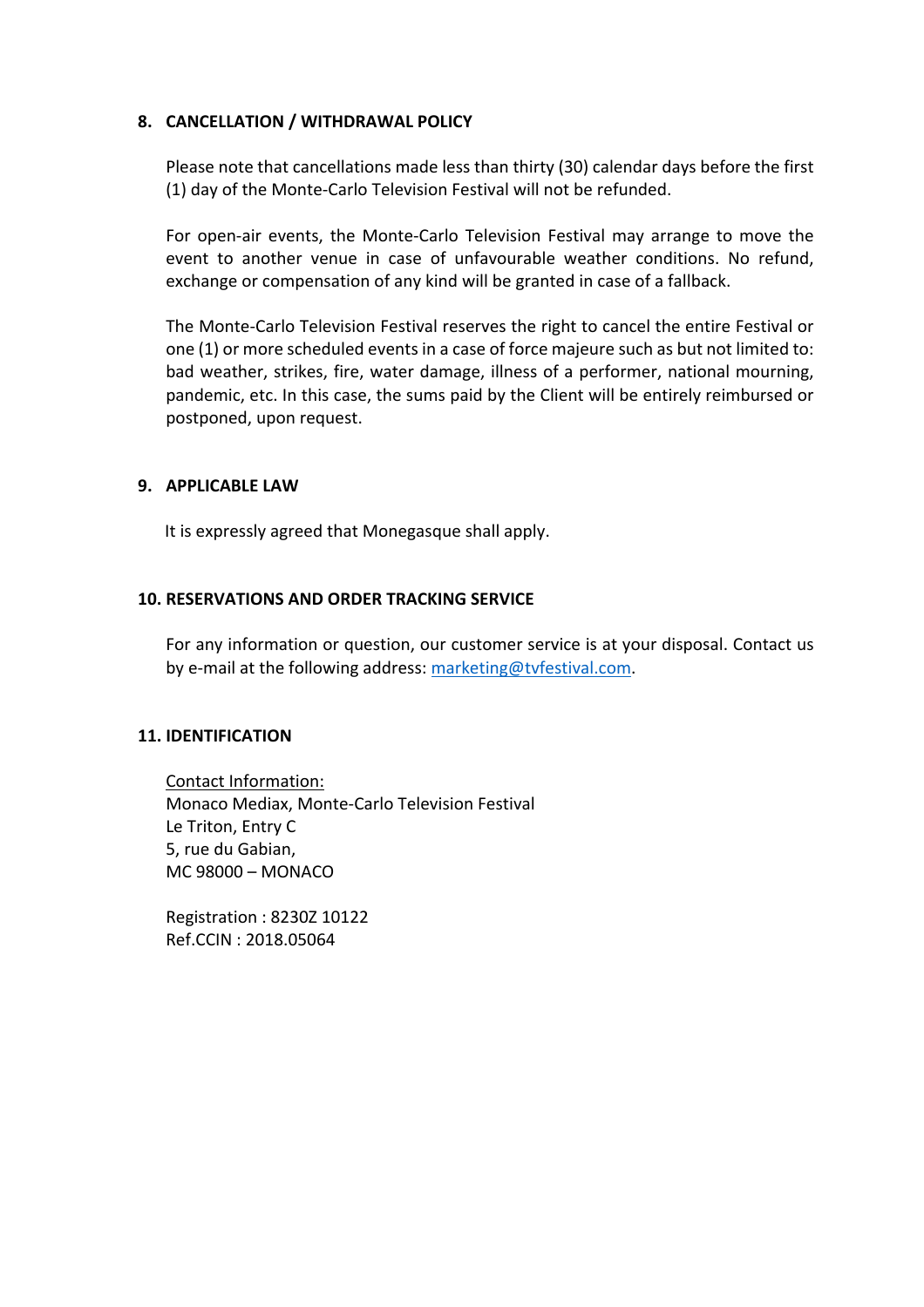## 8. CANCELLATION / WITHDRAWAL POLICY

Please note that cancellations made less than thirty (30) calendar days before the first (1) day of the Monte-Carlo Television Festival will not be refunded.

For open-air events, the Monte-Carlo Television Festival may arrange to move the event to another venue in case of unfavourable weather conditions. No refund, exchange or compensation of any kind will be granted in case of a fallback.

The Monte-Carlo Television Festival reserves the right to cancel the entire Festival or one (1) or more scheduled events in a case of force majeure such as but not limited to: bad weather, strikes, fire, water damage, illness of a performer, national mourning, pandemic, etc. In this case, the sums paid by the Client will be entirely reimbursed or postponed, upon request.

## 9. APPLICABLE LAW

It is expressly agreed that Monegasque shall apply.

## 10. RESERVATIONS AND ORDER TRACKING SERVICE

For any information or question, our customer service is at your disposal. Contact us by e-mail at the following address: marketing@tvfestival.com.

## 11. IDENTIFICATION

Contact Information:
Monaco Mediax, Monte-Carlo Television Festival
Le Triton, Entry C
5, rue du Gabian,
MC 98000 – MONACO

Registration : 8230Z 10122
Ref.CCIN : 2018.05064